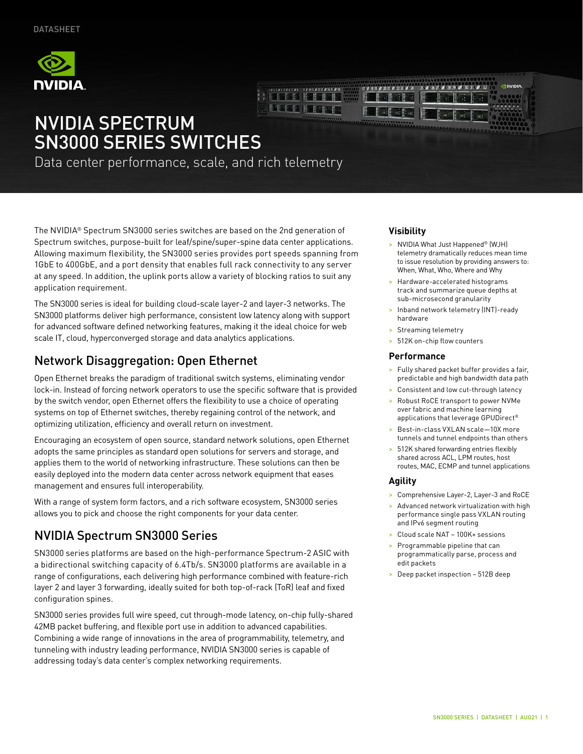DATASHEET

# NVIDIA SPECTRUM SN3000 SERIES SWITCHES

Data center performance, scale, and rich telemetry

The NVIDIA® Spectrum SN3000 series switches are based on the 2nd generation of Spectrum switches, purpose-built for leaf/spine/super-spine data center applications. Allowing maximum flexibility, the SN3000 series provides port speeds spanning from 1GbE to 400GbE, and a port density that enables full rack connectivity to any server at any speed. In addition, the uplink ports allow a variety of blocking ratios to suit any application requirement.

The SN3000 series is ideal for building cloud-scale layer-2 and layer-3 networks. The SN3000 platforms deliver high performance, consistent low latency along with support for advanced software defined networking features, making it the ideal choice for web scale IT, cloud, hyperconverged storage and data analytics applications.

## Network Disaggregation: Open Ethernet

Open Ethernet breaks the paradigm of traditional switch systems, eliminating vendor lock-in. Instead of forcing network operators to use the specific software that is provided by the switch vendor, open Ethernet offers the flexibility to use a choice of operating systems on top of Ethernet switches, thereby regaining control of the network, and optimizing utilization, efficiency and overall return on investment.

Encouraging an ecosystem of open source, standard network solutions, open Ethernet adopts the same principles as standard open solutions for servers and storage, and applies them to the world of networking infrastructure. These solutions can then be easily deployed into the modern data center across network equipment that eases management and ensures full interoperability.

With a range of system form factors, and a rich software ecosystem, SN3000 series allows you to pick and choose the right components for your data center.

## NVIDIA Spectrum SN3000 Series

SN3000 series platforms are based on the high-performance Spectrum-2 ASIC with a bidirectional switching capacity of 6.4Tb/s. SN3000 platforms are available in a range of configurations, each delivering high performance combined with feature-rich layer 2 and layer 3 forwarding, ideally suited for both top-of-rack (ToR) leaf and fixed configuration spines.

SN3000 series provides full wire speed, cut through-mode latency, on-chip fully-shared 42MB packet buffering, and flexible port use in addition to advanced capabilities. Combining a wide range of innovations in the area of programmability, telemetry, and tunneling with industry leading performance, NVIDIA SN3000 series is capable of addressing today's data center's complex networking requirements.

### Visibility

- NVIDIA What Just Happened® (WJH) telemetry dramatically reduces mean time to issue resolution by providing answers to: When, What, Who, Where and Why
- Hardware-accelerated histograms track and summarize queue depths at sub-microsecond granularity
- Inband network telemetry (INT)-ready hardware
- Streaming telemetry
- 512K on-chip flow counters

### Performance

- Fully shared packet buffer provides a fair, predictable and high bandwidth data path
- Consistent and low cut-through latency
- Robust RoCE transport to power NVMe over fabric and machine learning applications that leverage GPUDirect®
- Best-in-class VXLAN scale—10X more tunnels and tunnel endpoints than others
- 512K shared forwarding entries flexibly shared across ACL, LPM routes, host routes, MAC, ECMP and tunnel applications

### Agility

- Comprehensive Layer-2, Layer-3 and RoCE
- Advanced network virtualization with high performance single pass VXLAN routing and IPv6 segment routing
- Cloud scale NAT – 100K+ sessions
- Programmable pipeline that can programmatically parse, process and edit packets
- Deep packet inspection – 512B deep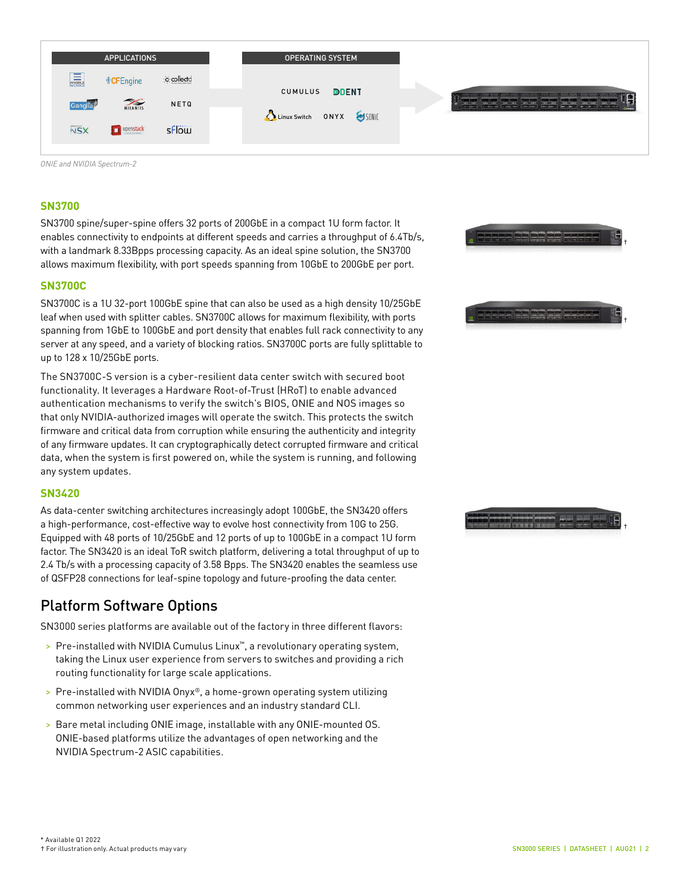*ONIE and NVIDIA Spectrum-2*

### SN3700

SN3700 spine/super-spine offers 32 ports of 200GbE in a compact 1U form factor. It enables connectivity to endpoints at different speeds and carries a throughput of 6.4Tb/s, with a landmark 8.33Bpps processing capacity. As an ideal spine solution, the SN3700 allows maximum flexibility, with port speeds spanning from 10GbE to 200GbE per port.

### SN3700C

SN3700C is a 1U 32-port 100GbE spine that can also be used as a high density 10/25GbE leaf when used with splitter cables. SN3700C allows for maximum flexibility, with ports spanning from 1GbE to 100GbE and port density that enables full rack connectivity to any server at any speed, and a variety of blocking ratios. SN3700C ports are fully splittable to up to 128 x 10/25GbE ports.

The SN3700C-S version is a cyber-resilient data center switch with secured boot functionality. It leverages a Hardware Root-of-Trust (HRoT) to enable advanced authentication mechanisms to verify the switch's BIOS, ONIE and NOS images so that only NVIDIA-authorized images will operate the switch. This protects the switch firmware and critical data from corruption while ensuring the authenticity and integrity of any firmware updates. It can cryptographically detect corrupted firmware and critical data, when the system is first powered on, while the system is running, and following any system updates.

### SN3420

As data-center switching architectures increasingly adopt 100GbE, the SN3420 offers a high-performance, cost-effective way to evolve host connectivity from 10G to 25G. Equipped with 48 ports of 10/25GbE and 12 ports of up to 100GbE in a compact 1U form factor. The SN3420 is an ideal ToR switch platform, delivering a total throughput of up to 2.4 Tb/s with a processing capacity of 3.58 Bpps. The SN3420 enables the seamless use of QSFP28 connections for leaf-spine topology and future-proofing the data center.

## Platform Software Options

SN3000 series platforms are available out of the factory in three different flavors:

- Pre-installed with NVIDIA Cumulus Linux™, a revolutionary operating system, taking the Linux user experience from servers to switches and providing a rich routing functionality for large scale applications.
- Pre-installed with NVIDIA Onyx®, a home-grown operating system utilizing common networking user experiences and an industry standard CLI.
- Bare metal including ONIE image, installable with any ONIE-mounted OS. ONIE-based platforms utilize the advantages of open networking and the NVIDIA Spectrum-2 ASIC capabilities.

* Available Q1 2022
† For illustration only. Actual products may vary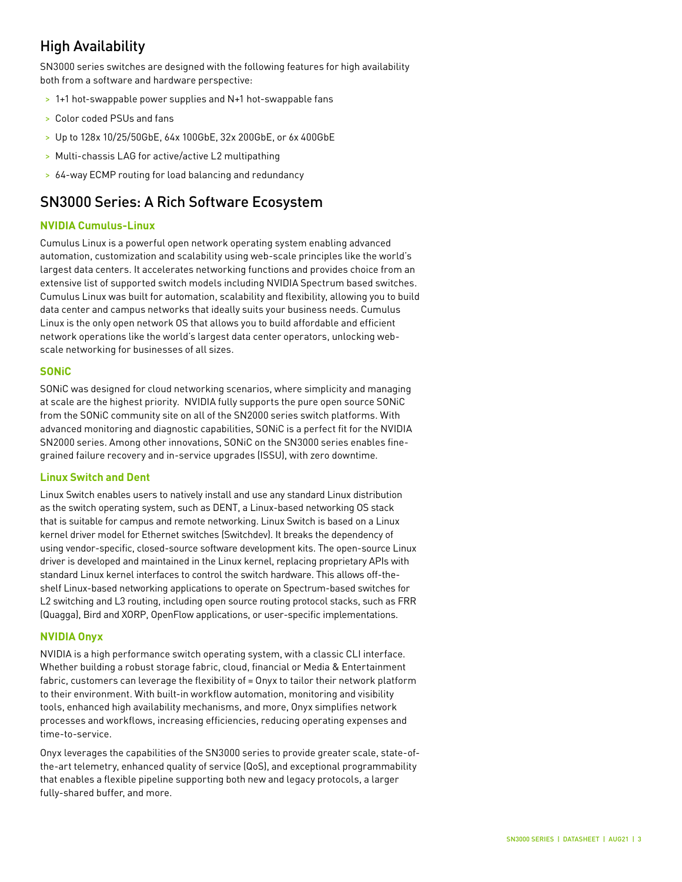## High Availability

SN3000 series switches are designed with the following features for high availability both from a software and hardware perspective:

- 1+1 hot-swappable power supplies and N+1 hot-swappable fans
- Color coded PSUs and fans
- Up to 128x 10/25/50GbE, 64x 100GbE, 32x 200GbE, or 6x 400GbE
- Multi-chassis LAG for active/active L2 multipathing
- 64-way ECMP routing for load balancing and redundancy

## SN3000 Series: A Rich Software Ecosystem

### NVIDIA Cumulus-Linux

Cumulus Linux is a powerful open network operating system enabling advanced automation, customization and scalability using web-scale principles like the world's largest data centers. It accelerates networking functions and provides choice from an extensive list of supported switch models including NVIDIA Spectrum based switches. Cumulus Linux was built for automation, scalability and flexibility, allowing you to build data center and campus networks that ideally suits your business needs. Cumulus Linux is the only open network OS that allows you to build affordable and efficient network operations like the world's largest data center operators, unlocking web-scale networking for businesses of all sizes.

### SONiC

SONiC was designed for cloud networking scenarios, where simplicity and managing at scale are the highest priority. NVIDIA fully supports the pure open source SONiC from the SONiC community site on all of the SN2000 series switch platforms. With advanced monitoring and diagnostic capabilities, SONiC is a perfect fit for the NVIDIA SN2000 series. Among other innovations, SONiC on the SN3000 series enables fine-grained failure recovery and in-service upgrades (ISSU), with zero downtime.

### Linux Switch and Dent

Linux Switch enables users to natively install and use any standard Linux distribution as the switch operating system, such as DENT, a Linux-based networking OS stack that is suitable for campus and remote networking. Linux Switch is based on a Linux kernel driver model for Ethernet switches (Switchdev). It breaks the dependency of using vendor-specific, closed-source software development kits. The open-source Linux driver is developed and maintained in the Linux kernel, replacing proprietary APIs with standard Linux kernel interfaces to control the switch hardware. This allows off-the-shelf Linux-based networking applications to operate on Spectrum-based switches for L2 switching and L3 routing, including open source routing protocol stacks, such as FRR (Quagga), Bird and XORP, OpenFlow applications, or user-specific implementations.

### NVIDIA Onyx

NVIDIA is a high performance switch operating system, with a classic CLI interface. Whether building a robust storage fabric, cloud, financial or Media & Entertainment fabric, customers can leverage the flexibility of = Onyx to tailor their network platform to their environment. With built-in workflow automation, monitoring and visibility tools, enhanced high availability mechanisms, and more, Onyx simplifies network processes and workflows, increasing efficiencies, reducing operating expenses and time-to-service.

Onyx leverages the capabilities of the SN3000 series to provide greater scale, state-of-the-art telemetry, enhanced quality of service (QoS), and exceptional programmability that enables a flexible pipeline supporting both new and legacy protocols, a larger fully-shared buffer, and more.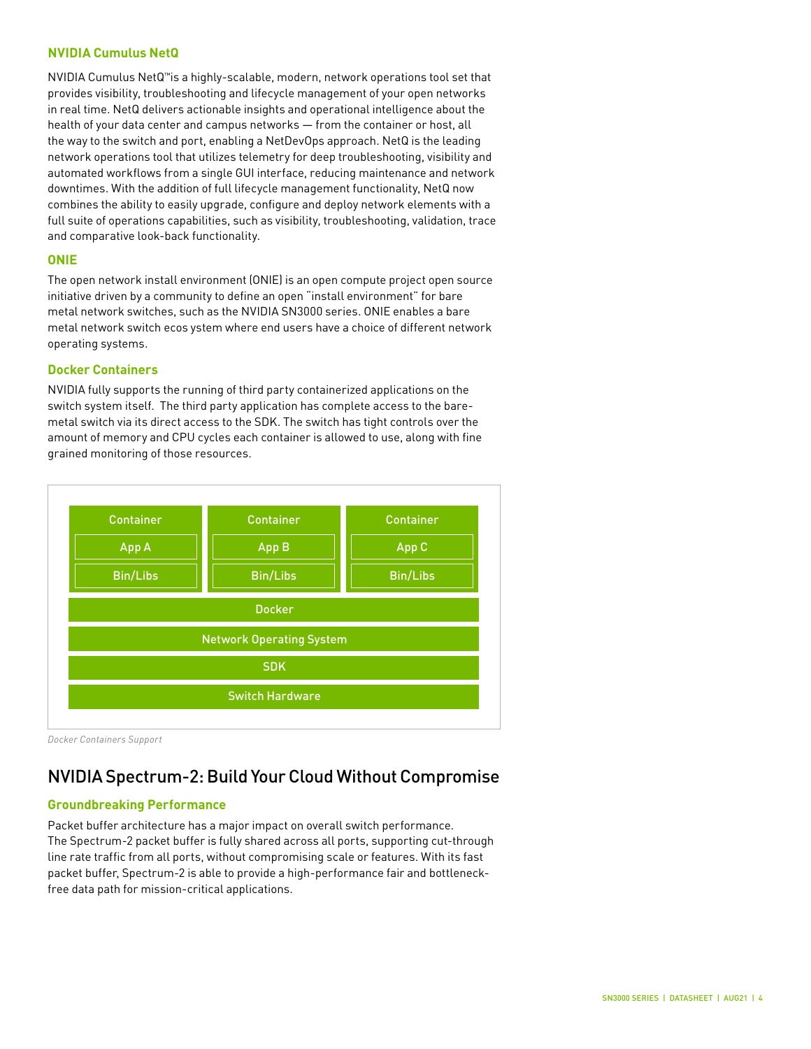### NVIDIA Cumulus NetQ

NVIDIA Cumulus NetQ™is a highly-scalable, modern, network operations tool set that provides visibility, troubleshooting and lifecycle management of your open networks in real time. NetQ delivers actionable insights and operational intelligence about the health of your data center and campus networks — from the container or host, all the way to the switch and port, enabling a NetDevOps approach. NetQ is the leading network operations tool that utilizes telemetry for deep troubleshooting, visibility and automated workflows from a single GUI interface, reducing maintenance and network downtimes. With the addition of full lifecycle management functionality, NetQ now combines the ability to easily upgrade, configure and deploy network elements with a full suite of operations capabilities, such as visibility, troubleshooting, validation, trace and comparative look-back functionality.

### ONIE

The open network install environment (ONIE) is an open compute project open source initiative driven by a community to define an open "install environment" for bare metal network switches, such as the NVIDIA SN3000 series. ONIE enables a bare metal network switch ecos ystem where end users have a choice of different network operating systems.

### Docker Containers

NVIDIA fully supports the running of third party containerized applications on the switch system itself. The third party application has complete access to the bare-metal switch via its direct access to the SDK. The switch has tight controls over the amount of memory and CPU cycles each container is allowed to use, along with fine grained monitoring of those resources.

| Container | Container | Container |
|---|---|---|
| App A | App B | App C |
| Bin/Libs | Bin/Libs | Bin/Libs |
| Docker | | |
| Network Operating System | | |
| SDK | | |
| Switch Hardware | | |

*Docker Containers Support*

## NVIDIA Spectrum-2: Build Your Cloud Without Compromise

### Groundbreaking Performance

Packet buffer architecture has a major impact on overall switch performance. The Spectrum-2 packet buffer is fully shared across all ports, supporting cut-through line rate traffic from all ports, without compromising scale or features. With its fast packet buffer, Spectrum-2 is able to provide a high-performance fair and bottleneck-free data path for mission-critical applications.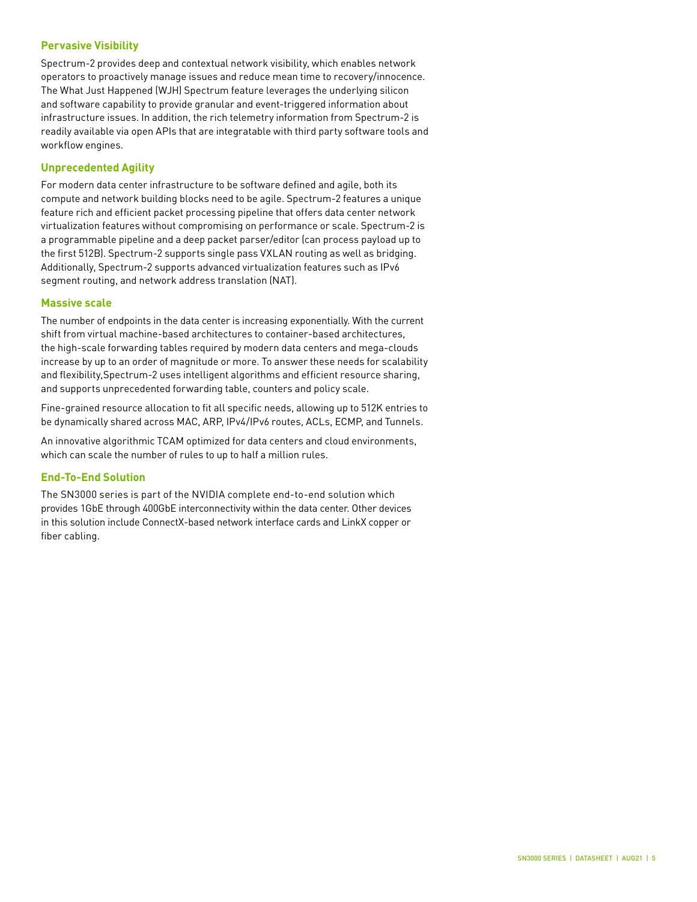### Pervasive Visibility

Spectrum-2 provides deep and contextual network visibility, which enables network operators to proactively manage issues and reduce mean time to recovery/innocence. The What Just Happened (WJH) Spectrum feature leverages the underlying silicon and software capability to provide granular and event-triggered information about infrastructure issues. In addition, the rich telemetry information from Spectrum-2 is readily available via open APIs that are integratable with third party software tools and workflow engines.

### Unprecedented Agility

For modern data center infrastructure to be software defined and agile, both its compute and network building blocks need to be agile. Spectrum-2 features a unique feature rich and efficient packet processing pipeline that offers data center network virtualization features without compromising on performance or scale. Spectrum-2 is a programmable pipeline and a deep packet parser/editor (can process payload up to the first 512B). Spectrum-2 supports single pass VXLAN routing as well as bridging. Additionally, Spectrum-2 supports advanced virtualization features such as IPv6 segment routing, and network address translation (NAT).

### Massive scale

The number of endpoints in the data center is increasing exponentially. With the current shift from virtual machine-based architectures to container-based architectures, the high-scale forwarding tables required by modern data centers and mega-clouds increase by up to an order of magnitude or more. To answer these needs for scalability and flexibility,Spectrum-2 uses intelligent algorithms and efficient resource sharing, and supports unprecedented forwarding table, counters and policy scale.

Fine-grained resource allocation to fit all specific needs, allowing up to 512K entries to be dynamically shared across MAC, ARP, IPv4/IPv6 routes, ACLs, ECMP, and Tunnels.

An innovative algorithmic TCAM optimized for data centers and cloud environments, which can scale the number of rules to up to half a million rules.

### End-To-End Solution

The SN3000 series is part of the NVIDIA complete end-to-end solution which provides 1GbE through 400GbE interconnectivity within the data center. Other devices in this solution include ConnectX-based network interface cards and LinkX copper or fiber cabling.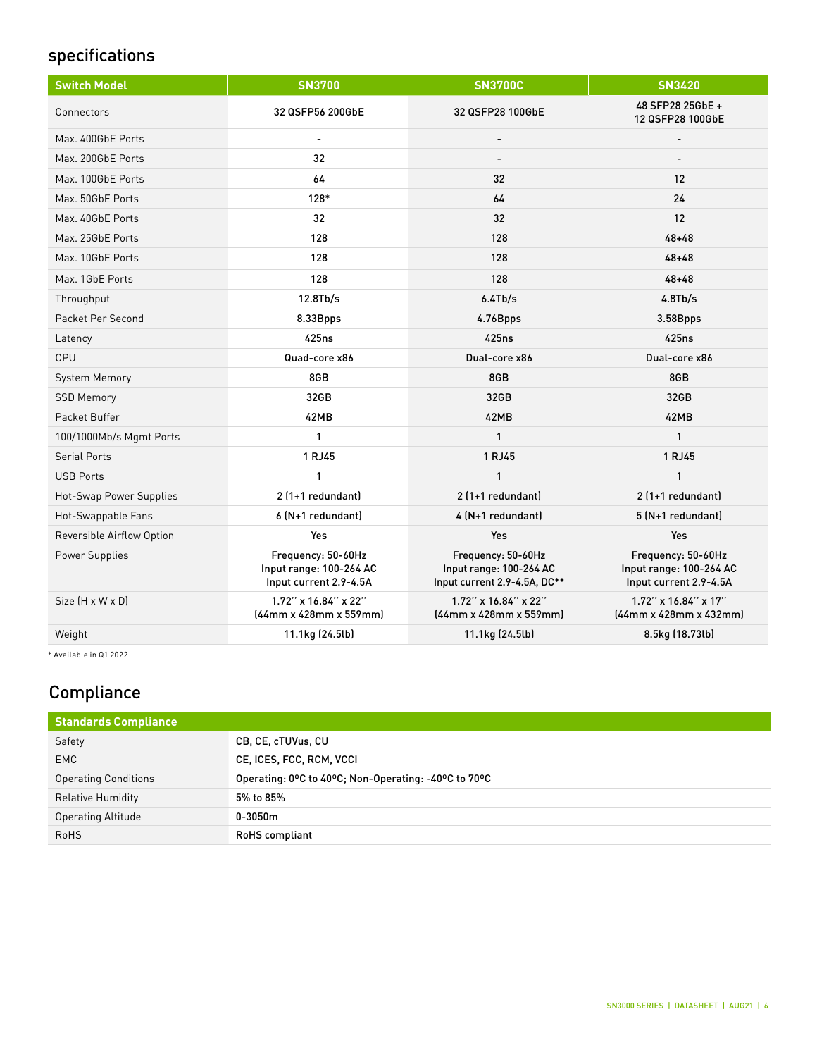## specifications

| Switch Model | SN3700 | SN3700C | SN3420 |
|---|---|---|---|
| Connectors | 32 QSFP56 200GbE | 32 QSFP28 100GbE | 48 SFP28 25GbE + 12 QSFP28 100GbE |
| Max. 400GbE Ports | - | - | - |
| Max. 200GbE Ports | 32 | - | - |
| Max. 100GbE Ports | 64 | 32 | 12 |
| Max. 50GbE Ports | 128* | 64 | 24 |
| Max. 40GbE Ports | 32 | 32 | 12 |
| Max. 25GbE Ports | 128 | 128 | 48+48 |
| Max. 10GbE Ports | 128 | 128 | 48+48 |
| Max. 1GbE Ports | 128 | 128 | 48+48 |
| Throughput | 12.8Tb/s | 6.4Tb/s | 4.8Tb/s |
| Packet Per Second | 8.33Bpps | 4.76Bpps | 3.58Bpps |
| Latency | 425ns | 425ns | 425ns |
| CPU | Quad-core x86 | Dual-core x86 | Dual-core x86 |
| System Memory | 8GB | 8GB | 8GB |
| SSD Memory | 32GB | 32GB | 32GB |
| Packet Buffer | 42MB | 42MB | 42MB |
| 100/1000Mb/s Mgmt Ports | 1 | 1 | 1 |
| Serial Ports | 1 RJ45 | 1 RJ45 | 1 RJ45 |
| USB Ports | 1 | 1 | 1 |
| Hot-Swap Power Supplies | 2 (1+1 redundant) | 2 (1+1 redundant) | 2 (1+1 redundant) |
| Hot-Swappable Fans | 6 (N+1 redundant) | 4 (N+1 redundant) | 5 (N+1 redundant) |
| Reversible Airflow Option | Yes | Yes | Yes |
| Power Supplies | Frequency: 50-60Hz<br>Input range: 100-264 AC<br>Input current 2.9-4.5A | Frequency: 50-60Hz<br>Input range: 100-264 AC<br>Input current 2.9-4.5A, DC** | Frequency: 50-60Hz<br>Input range: 100-264 AC<br>Input current 2.9-4.5A |
| Size (H x W x D) | 1.72" x 16.84" x 22"<br>(44mm x 428mm x 559mm) | 1.72" x 16.84" x 22"<br>(44mm x 428mm x 559mm) | 1.72" x 16.84" x 17"<br>(44mm x 428mm x 432mm) |
| Weight | 11.1kg (24.5lb) | 11.1kg (24.5lb) | 8.5kg (18.73lb) |

* Available in Q1 2022

## Compliance

| Standards Compliance | |
|---|---|
| Safety | CB, CE, cTUVus, CU |
| EMC | CE, ICES, FCC, RCM, VCCI |
| Operating Conditions | Operating: 0ºC to 40ºC; Non-Operating: -40ºC to 70ºC |
| Relative Humidity | 5% to 85% |
| Operating Altitude | 0-3050m |
| RoHS | RoHS compliant |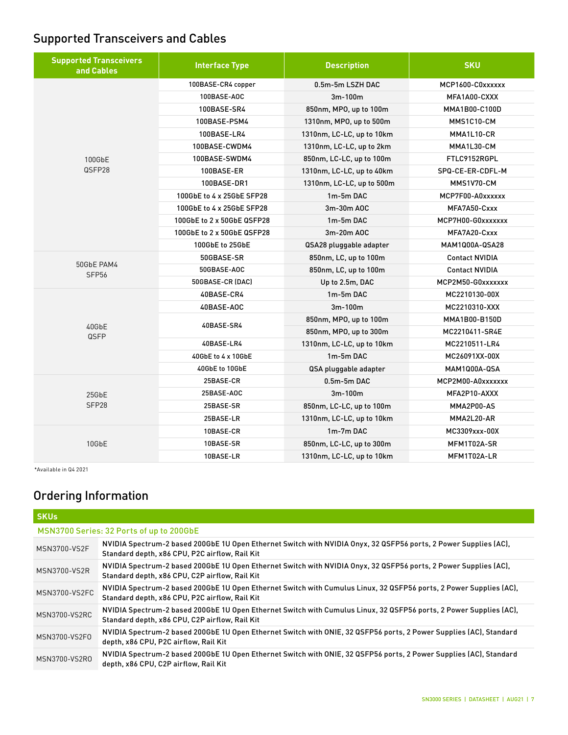## Supported Transceivers and Cables

| Supported Transceivers and Cables | Interface Type | Description | SKU |
|---|---|---|---|
| 100GbE QSFP28 | 100BASE-CR4 copper | 0.5m-5m LSZH DAC | MCP1600-C0xxxxxx |
| | 100BASE-AOC | 3m-100m | MFA1A00-CXXX |
| | 100BASE-SR4 | 850nm, MPO, up to 100m | MMA1B00-C100D |
| | 100BASE-PSM4 | 1310nm, MPO, up to 500m | MMS1C10-CM |
| | 100BASE-LR4 | 1310nm, LC-LC, up to 10km | MMA1L10-CR |
| | 100BASE-CWDM4 | 1310nm, LC-LC, up to 2km | MMA1L30-CM |
| | 100BASE-SWDM4 | 850nm, LC-LC, up to 100m | FTLC9152RGPL |
| | 100BASE-ER | 1310nm, LC-LC, up to 40km | SPQ-CE-ER-CDFL-M |
| | 100BASE-DR1 | 1310nm, LC-LC, up to 500m | MMS1V70-CM |
| | 100GbE to 4 x 25GbE SFP28 | 1m-5m DAC | MCP7F00-A0xxxxxx |
| | 100GbE to 4 x 25GbE SFP28 | 3m-30m AOC | MFA7A50-Cxxx |
| | 100GbE to 2 x 50GbE QSFP28 | 1m-5m DAC | MCP7H00-G0xxxxxxx |
| | 100GbE to 2 x 50GbE QSFP28 | 3m-20m AOC | MFA7A20-Cxxx |
| | 100GbE to 25GbE | QSA28 pluggable adapter | MAM1Q00A-QSA28 |
| 50GbE PAM4 SFP56 | 50GBASE-SR | 850nm, LC, up to 100m | Contact NVIDIA |
| | 50GBASE-AOC | 850nm, LC, up to 100m | Contact NVIDIA |
| | 50GBASE-CR (DAC) | Up to 2.5m, DAC | MCP2M50-G0xxxxxxx |
| 40GbE QSFP | 40BASE-CR4 | 1m-5m DAC | MC2210130-00X |
| | 40BASE-AOC | 3m-100m | MC2210310-XXX |
| | 40BASE-SR4 | 850nm, MPO, up to 100m | MMA1B00-B150D |
| | | 850nm, MPO, up to 300m | MC2210411-SR4E |
| | 40BASE-LR4 | 1310nm, LC-LC, up to 10km | MC2210511-LR4 |
| | 40GbE to 4 x 10GbE | 1m-5m DAC | MC26091XX-00X |
| | 40GbE to 10GbE | QSA pluggable adapter | MAM1Q00A-QSA |
| 25GbE SFP28 | 25BASE-CR | 0.5m-5m DAC | MCP2M00-A0xxxxxxx |
| | 25BASE-AOC | 3m-100m | MFA2P10-AXXX |
| | 25BASE-SR | 850nm, LC-LC, up to 100m | MMA2P00-AS |
| | 25BASE-LR | 1310nm, LC-LC, up to 10km | MMA2L20-AR |
| 10GbE | 10BASE-CR | 1m-7m DAC | MC3309xxx-00X |
| | 10BASE-SR | 850nm, LC-LC, up to 300m | MFM1T02A-SR |
| | 10BASE-LR | 1310nm, LC-LC, up to 10km | MFM1T02A-LR |

*Available in Q4 2021

## Ordering Information

| SKUs | |
|---|---|
| **MSN3700 Series: 32 Ports of up to 200GbE** | |
| MSN3700-VS2F | NVIDIA Spectrum-2 based 200GbE 1U Open Ethernet Switch with NVIDIA Onyx, 32 QSFP56 ports, 2 Power Supplies (AC), Standard depth, x86 CPU, P2C airflow, Rail Kit |
| MSN3700-VS2R | NVIDIA Spectrum-2 based 200GbE 1U Open Ethernet Switch with NVIDIA Onyx, 32 QSFP56 ports, 2 Power Supplies (AC), Standard depth, x86 CPU, C2P airflow, Rail Kit |
| MSN3700-VS2FC | NVIDIA Spectrum-2 based 200GbE 1U Open Ethernet Switch with Cumulus Linux, 32 QSFP56 ports, 2 Power Supplies (AC), Standard depth, x86 CPU, P2C airflow, Rail Kit |
| MSN3700-VS2RC | NVIDIA Spectrum-2 based 200GbE 1U Open Ethernet Switch with Cumulus Linux, 32 QSFP56 ports, 2 Power Supplies (AC), Standard depth, x86 CPU, C2P airflow, Rail Kit |
| MSN3700-VS2FO | NVIDIA Spectrum-2 based 200GbE 1U Open Ethernet Switch with ONIE, 32 QSFP56 ports, 2 Power Supplies (AC), Standard depth, x86 CPU, P2C airflow, Rail Kit |
| MSN3700-VS2RO | NVIDIA Spectrum-2 based 200GbE 1U Open Ethernet Switch with ONIE, 32 QSFP56 ports, 2 Power Supplies (AC), Standard depth, x86 CPU, C2P airflow, Rail Kit |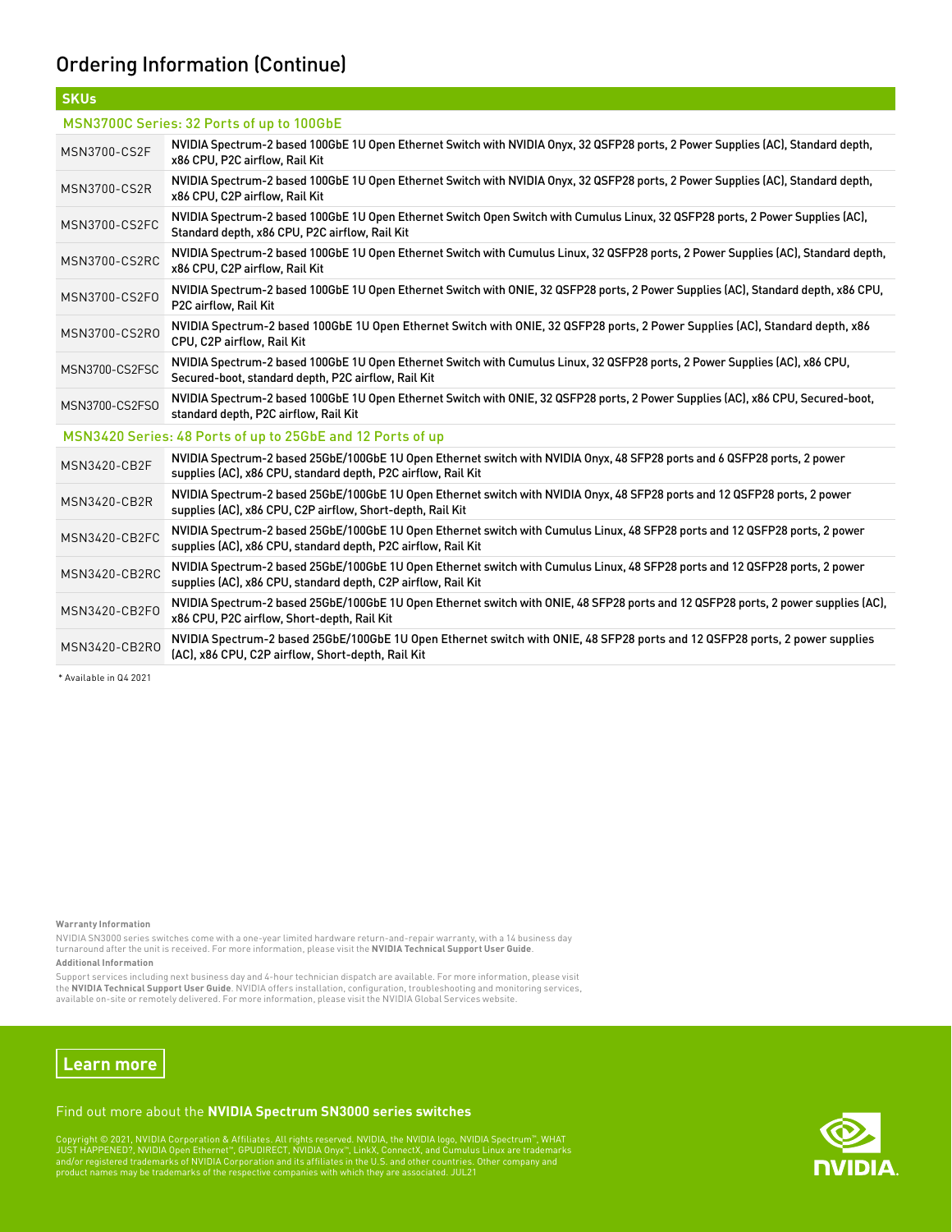## Ordering Information (Continue)

| SKUs | |
|---|---|
| **MSN3700C Series: 32 Ports of up to 100GbE** | |
| MSN3700-CS2F | NVIDIA Spectrum-2 based 100GbE 1U Open Ethernet Switch with NVIDIA Onyx, 32 QSFP28 ports, 2 Power Supplies (AC), Standard depth, x86 CPU, P2C airflow, Rail Kit |
| MSN3700-CS2R | NVIDIA Spectrum-2 based 100GbE 1U Open Ethernet Switch with NVIDIA Onyx, 32 QSFP28 ports, 2 Power Supplies (AC), Standard depth, x86 CPU, C2P airflow, Rail Kit |
| MSN3700-CS2FC | NVIDIA Spectrum-2 based 100GbE 1U Open Ethernet Switch Open Switch with Cumulus Linux, 32 QSFP28 ports, 2 Power Supplies (AC), Standard depth, x86 CPU, P2C airflow, Rail Kit |
| MSN3700-CS2RC | NVIDIA Spectrum-2 based 100GbE 1U Open Ethernet Switch with Cumulus Linux, 32 QSFP28 ports, 2 Power Supplies (AC), Standard depth, x86 CPU, C2P airflow, Rail Kit |
| MSN3700-CS2FO | NVIDIA Spectrum-2 based 100GbE 1U Open Ethernet Switch with ONIE, 32 QSFP28 ports, 2 Power Supplies (AC), Standard depth, x86 CPU, P2C airflow, Rail Kit |
| MSN3700-CS2RO | NVIDIA Spectrum-2 based 100GbE 1U Open Ethernet Switch with ONIE, 32 QSFP28 ports, 2 Power Supplies (AC), Standard depth, x86 CPU, C2P airflow, Rail Kit |
| MSN3700-CS2FSC | NVIDIA Spectrum-2 based 100GbE 1U Open Ethernet Switch with Cumulus Linux, 32 QSFP28 ports, 2 Power Supplies (AC), x86 CPU, Secured-boot, standard depth, P2C airflow, Rail Kit |
| MSN3700-CS2FSO | NVIDIA Spectrum-2 based 100GbE 1U Open Ethernet Switch with ONIE, 32 QSFP28 ports, 2 Power Supplies (AC), x86 CPU, Secured-boot, standard depth, P2C airflow, Rail Kit |
| **MSN3420 Series: 48 Ports of up to 25GbE and 12 Ports of up** | |
| MSN3420-CB2F | NVIDIA Spectrum-2 based 25GbE/100GbE 1U Open Ethernet switch with NVIDIA Onyx, 48 SFP28 ports and 6 QSFP28 ports, 2 power supplies (AC), x86 CPU, standard depth, P2C airflow, Rail Kit |
| MSN3420-CB2R | NVIDIA Spectrum-2 based 25GbE/100GbE 1U Open Ethernet switch with NVIDIA Onyx, 48 SFP28 ports and 12 QSFP28 ports, 2 power supplies (AC), x86 CPU, C2P airflow, Short-depth, Rail Kit |
| MSN3420-CB2FC | NVIDIA Spectrum-2 based 25GbE/100GbE 1U Open Ethernet switch with Cumulus Linux, 48 SFP28 ports and 12 QSFP28 ports, 2 power supplies (AC), x86 CPU, standard depth, P2C airflow, Rail Kit |
| MSN3420-CB2RC | NVIDIA Spectrum-2 based 25GbE/100GbE 1U Open Ethernet switch with Cumulus Linux, 48 SFP28 ports and 12 QSFP28 ports, 2 power supplies (AC), x86 CPU, standard depth, C2P airflow, Rail Kit |
| MSN3420-CB2FO | NVIDIA Spectrum-2 based 25GbE/100GbE 1U Open Ethernet switch with ONIE, 48 SFP28 ports and 12 QSFP28 ports, 2 power supplies (AC), x86 CPU, P2C airflow, Short-depth, Rail Kit |
| MSN3420-CB2RO | NVIDIA Spectrum-2 based 25GbE/100GbE 1U Open Ethernet switch with ONIE, 48 SFP28 ports and 12 QSFP28 ports, 2 power supplies (AC), x86 CPU, C2P airflow, Short-depth, Rail Kit |

* Available in Q4 2021

**Warranty Information**

NVIDIA SN3000 series switches come with a one-year limited hardware return-and-repair warranty, with a 14 business day turnaround after the unit is received. For more information, please visit the **NVIDIA Technical Support User Guide**.

**Additional Information**

Support services including next business day and 4-hour technician dispatch are available. For more information, please visit the **NVIDIA Technical Support User Guide**. NVIDIA offers installation, configuration, troubleshooting and monitoring services, available on-site or remotely delivered. For more information, please visit the NVIDIA Global Services website.

**Learn more**

Find out more about the **NVIDIA Spectrum SN3000 series switches**

Copyright © 2021, NVIDIA Corporation & Affiliates. All rights reserved. NVIDIA, the NVIDIA logo, NVIDIA Spectrum™, WHAT JUST HAPPENED?, NVIDIA Open Ethernet™, GPUDIRECT, NVIDIA Onyx™, LinkX, ConnectX, and Cumulus Linux are trademarks and/or registered trademarks of NVIDIA Corporation and its affiliates in the U.S. and other countries. Other company and product names may be trademarks of the respective companies with which they are associated. JUL21